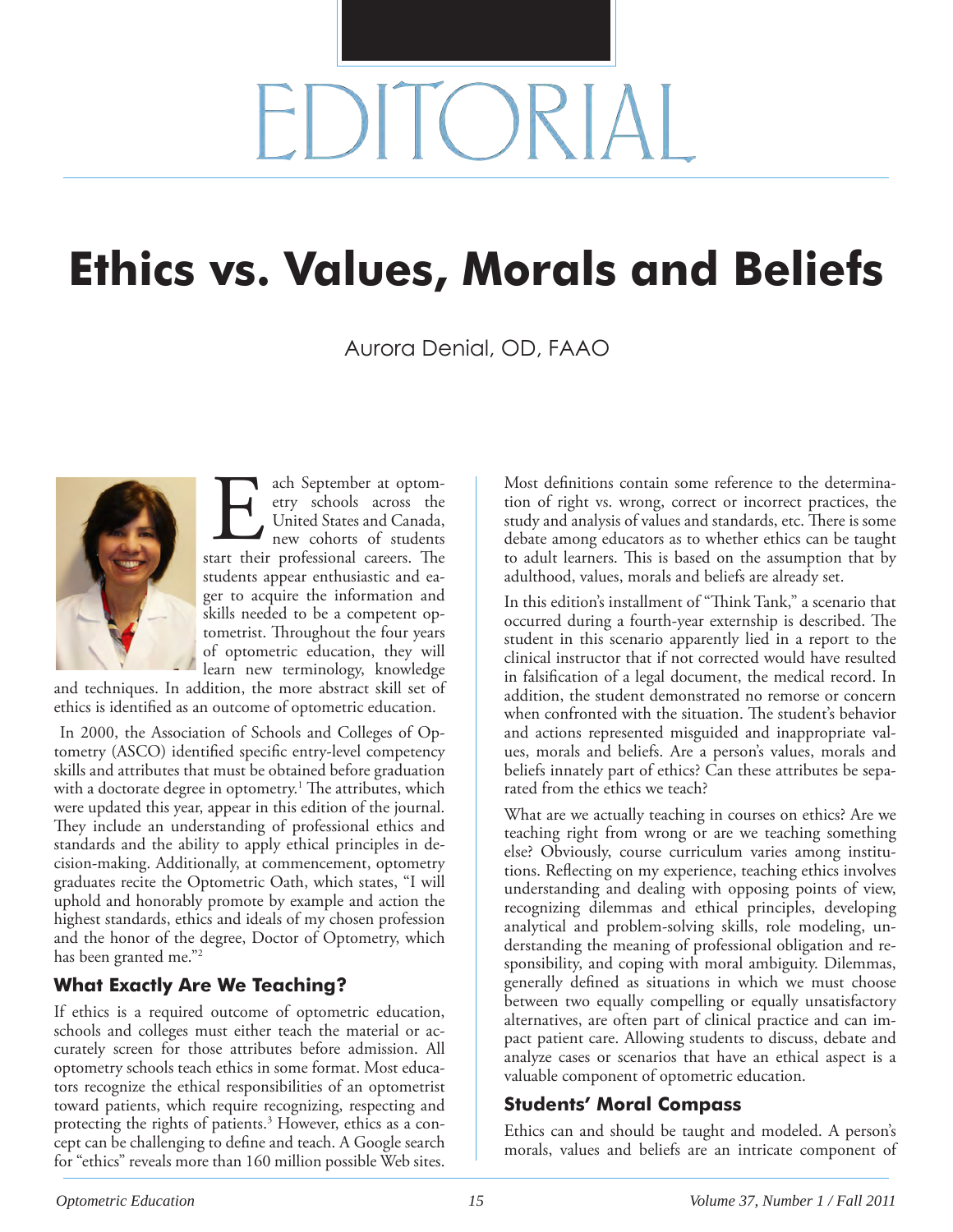# EDITORIAL

# Ethics vs. Values, Morals and Beliefs

Aurora Denial, OD, FAAO

Each September at optometry schools across the United States and Canada, new cohorts of students start their professional careers. The students appear enthusiastic and eager to acquire the information and skills needed to be a competent optometrist. Throughout the four years of optometric education, they will learn new terminology, knowledge and techniques. In addition, the more abstract skill set of ethics is identified as an outcome of optometric education.

In 2000, the Association of Schools and Colleges of Optometry (ASCO) identified specific entry-level competency skills and attributes that must be obtained before graduation with a doctorate degree in optometry.[1] The attributes, which were updated this year, appear in this edition of the journal. They include an understanding of professional ethics and standards and the ability to apply ethical principles in decision-making. Additionally, at commencement, optometry graduates recite the Optometric Oath, which states, "I will uphold and honorably promote by example and action the highest standards, ethics and ideals of my chosen profession and the honor of the degree, Doctor of Optometry, which has been granted me."[2]

## What Exactly Are We Teaching?

If ethics is a required outcome of optometric education, schools and colleges must either teach the material or accurately screen for those attributes before admission. All optometry schools teach ethics in some format. Most educators recognize the ethical responsibilities of an optometrist toward patients, which require recognizing, respecting and protecting the rights of patients.[3] However, ethics as a concept can be challenging to define and teach. A Google search for "ethics" reveals more than 160 million possible Web sites. Most definitions contain some reference to the determination of right vs. wrong, correct or incorrect practices, the study and analysis of values and standards, etc. There is some debate among educators as to whether ethics can be taught to adult learners. This is based on the assumption that by adulthood, values, morals and beliefs are already set.

In this edition's installment of "Think Tank," a scenario that occurred during a fourth-year externship is described. The student in this scenario apparently lied in a report to the clinical instructor that if not corrected would have resulted in falsification of a legal document, the medical record. In addition, the student demonstrated no remorse or concern when confronted with the situation. The student's behavior and actions represented misguided and inappropriate values, morals and beliefs. Are a person's values, morals and beliefs innately part of ethics? Can these attributes be separated from the ethics we teach?

What are we actually teaching in courses on ethics? Are we teaching right from wrong or are we teaching something else? Obviously, course curriculum varies among institutions. Reflecting on my experience, teaching ethics involves understanding and dealing with opposing points of view, recognizing dilemmas and ethical principles, developing analytical and problem-solving skills, role modeling, understanding the meaning of professional obligation and responsibility, and coping with moral ambiguity. Dilemmas, generally defined as situations in which we must choose between two equally compelling or equally unsatisfactory alternatives, are often part of clinical practice and can impact patient care. Allowing students to discuss, debate and analyze cases or scenarios that have an ethical aspect is a valuable component of optometric education.

## Students' Moral Compass

Ethics can and should be taught and modeled. A person's morals, values and beliefs are an intricate component of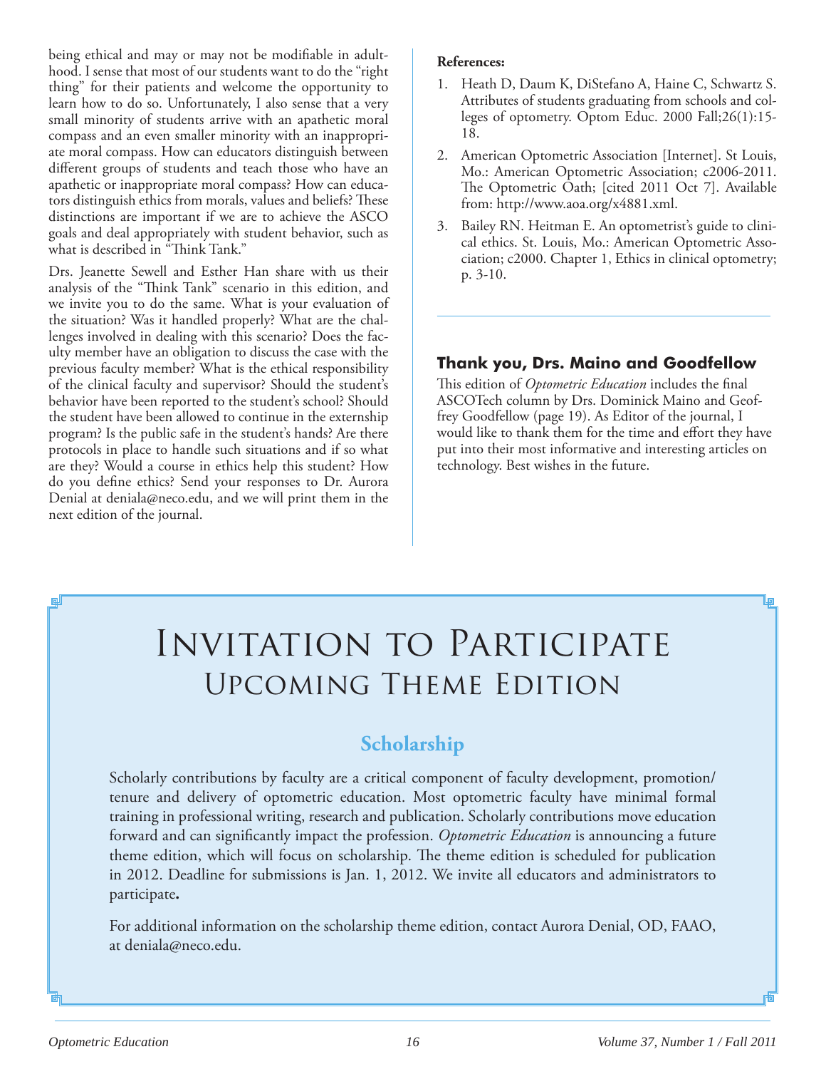being ethical and may or may not be modifiable in adulthood. I sense that most of our students want to do the "right thing" for their patients and welcome the opportunity to learn how to do so. Unfortunately, I also sense that a very small minority of students arrive with an apathetic moral compass and an even smaller minority with an inappropriate moral compass. How can educators distinguish between different groups of students and teach those who have an apathetic or inappropriate moral compass? How can educators distinguish ethics from morals, values and beliefs? These distinctions are important if we are to achieve the ASCO goals and deal appropriately with student behavior, such as what is described in "Think Tank."

Drs. Jeanette Sewell and Esther Han share with us their analysis of the "Think Tank" scenario in this edition, and we invite you to do the same. What is your evaluation of the situation? Was it handled properly? What are the challenges involved in dealing with this scenario? Does the faculty member have an obligation to discuss the case with the previous faculty member? What is the ethical responsibility of the clinical faculty and supervisor? Should the student's behavior have been reported to the student's school? Should the student have been allowed to continue in the externship program? Is the public safe in the student's hands? Are there protocols in place to handle such situations and if so what are they? Would a course in ethics help this student? How do you define ethics? Send your responses to Dr. Aurora Denial at deniala@neco.edu, and we will print them in the next edition of the journal.

**References:**

1. Heath D, Daum K, DiStefano A, Haine C, Schwartz S. Attributes of students graduating from schools and colleges of optometry. Optom Educ. 2000 Fall;26(1):15-18.
2. American Optometric Association [Internet]. St Louis, Mo.: American Optometric Association; c2006-2011. The Optometric Oath; [cited 2011 Oct 7]. Available from: http://www.aoa.org/x4881.xml.
3. Bailey RN. Heitman E. An optometrist's guide to clinical ethics. St. Louis, Mo.: American Optometric Association; c2000. Chapter 1, Ethics in clinical optometry; p. 3-10.

## Thank you, Drs. Maino and Goodfellow

This edition of *Optometric Education* includes the final ASCOTech column by Drs. Dominick Maino and Geoffrey Goodfellow (page 19). As Editor of the journal, I would like to thank them for the time and effort they have put into their most informative and interesting articles on technology. Best wishes in the future.

# Invitation to Participate

## Upcoming Theme Edition

### Scholarship

Scholarly contributions by faculty are a critical component of faculty development, promotion/tenure and delivery of optometric education. Most optometric faculty have minimal formal training in professional writing, research and publication. Scholarly contributions move education forward and can significantly impact the profession. *Optometric Education* is announcing a future theme edition, which will focus on scholarship. The theme edition is scheduled for publication in 2012. Deadline for submissions is Jan. 1, 2012. We invite all educators and administrators to participate**.**

For additional information on the scholarship theme edition, contact Aurora Denial, OD, FAAO, at deniala@neco.edu.